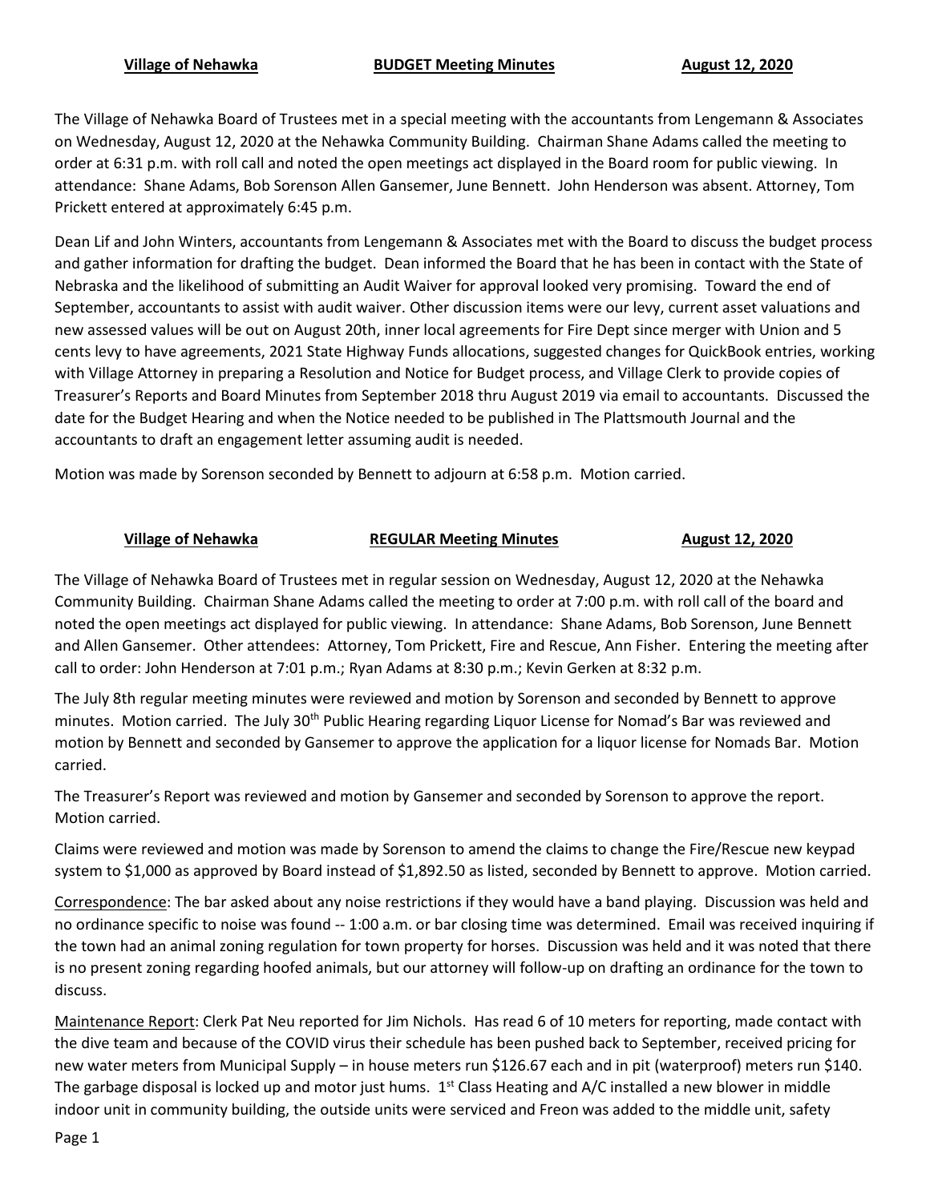**Village of Nehawka** **BUDGET Meeting Minutes** **August 12, 2020**

The Village of Nehawka Board of Trustees met in a special meeting with the accountants from Lengemann & Associates on Wednesday, August 12, 2020 at the Nehawka Community Building. Chairman Shane Adams called the meeting to order at 6:31 p.m. with roll call and noted the open meetings act displayed in the Board room for public viewing. In attendance: Shane Adams, Bob Sorenson Allen Gansemer, June Bennett. John Henderson was absent. Attorney, Tom Prickett entered at approximately 6:45 p.m.

Dean Lif and John Winters, accountants from Lengemann & Associates met with the Board to discuss the budget process and gather information for drafting the budget. Dean informed the Board that he has been in contact with the State of Nebraska and the likelihood of submitting an Audit Waiver for approval looked very promising. Toward the end of September, accountants to assist with audit waiver. Other discussion items were our levy, current asset valuations and new assessed values will be out on August 20th, inner local agreements for Fire Dept since merger with Union and 5 cents levy to have agreements, 2021 State Highway Funds allocations, suggested changes for QuickBook entries, working with Village Attorney in preparing a Resolution and Notice for Budget process, and Village Clerk to provide copies of Treasurer's Reports and Board Minutes from September 2018 thru August 2019 via email to accountants. Discussed the date for the Budget Hearing and when the Notice needed to be published in The Plattsmouth Journal and the accountants to draft an engagement letter assuming audit is needed.

Motion was made by Sorenson seconded by Bennett to adjourn at 6:58 p.m. Motion carried.

**Village of Nehawka** **REGULAR Meeting Minutes** **August 12, 2020**

The Village of Nehawka Board of Trustees met in regular session on Wednesday, August 12, 2020 at the Nehawka Community Building. Chairman Shane Adams called the meeting to order at 7:00 p.m. with roll call of the board and noted the open meetings act displayed for public viewing. In attendance: Shane Adams, Bob Sorenson, June Bennett and Allen Gansemer. Other attendees: Attorney, Tom Prickett, Fire and Rescue, Ann Fisher. Entering the meeting after call to order: John Henderson at 7:01 p.m.; Ryan Adams at 8:30 p.m.; Kevin Gerken at 8:32 p.m.

The July 8th regular meeting minutes were reviewed and motion by Sorenson and seconded by Bennett to approve minutes. Motion carried. The July 30th Public Hearing regarding Liquor License for Nomad's Bar was reviewed and motion by Bennett and seconded by Gansemer to approve the application for a liquor license for Nomads Bar. Motion carried.

The Treasurer's Report was reviewed and motion by Gansemer and seconded by Sorenson to approve the report. Motion carried.

Claims were reviewed and motion was made by Sorenson to amend the claims to change the Fire/Rescue new keypad system to $1,000 as approved by Board instead of $1,892.50 as listed, seconded by Bennett to approve. Motion carried.

Correspondence: The bar asked about any noise restrictions if they would have a band playing. Discussion was held and no ordinance specific to noise was found -- 1:00 a.m. or bar closing time was determined. Email was received inquiring if the town had an animal zoning regulation for town property for horses. Discussion was held and it was noted that there is no present zoning regarding hoofed animals, but our attorney will follow-up on drafting an ordinance for the town to discuss.

Maintenance Report: Clerk Pat Neu reported for Jim Nichols. Has read 6 of 10 meters for reporting, made contact with the dive team and because of the COVID virus their schedule has been pushed back to September, received pricing for new water meters from Municipal Supply – in house meters run $126.67 each and in pit (waterproof) meters run $140. The garbage disposal is locked up and motor just hums. 1st Class Heating and A/C installed a new blower in middle indoor unit in community building, the outside units were serviced and Freon was added to the middle unit, safety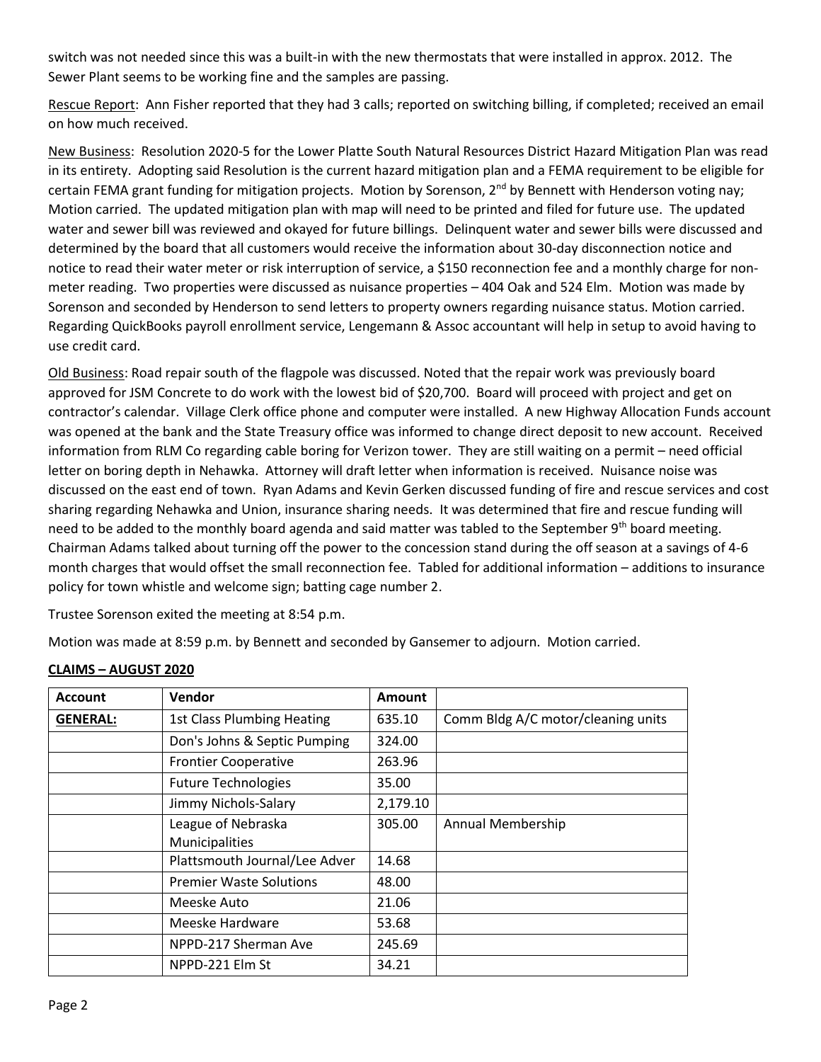switch was not needed since this was a built-in with the new thermostats that were installed in approx. 2012. The Sewer Plant seems to be working fine and the samples are passing.

Rescue Report: Ann Fisher reported that they had 3 calls; reported on switching billing, if completed; received an email on how much received.

New Business: Resolution 2020-5 for the Lower Platte South Natural Resources District Hazard Mitigation Plan was read in its entirety. Adopting said Resolution is the current hazard mitigation plan and a FEMA requirement to be eligible for certain FEMA grant funding for mitigation projects. Motion by Sorenson, 2nd by Bennett with Henderson voting nay; Motion carried. The updated mitigation plan with map will need to be printed and filed for future use. The updated water and sewer bill was reviewed and okayed for future billings. Delinquent water and sewer bills were discussed and determined by the board that all customers would receive the information about 30-day disconnection notice and notice to read their water meter or risk interruption of service, a $150 reconnection fee and a monthly charge for non-meter reading. Two properties were discussed as nuisance properties – 404 Oak and 524 Elm. Motion was made by Sorenson and seconded by Henderson to send letters to property owners regarding nuisance status. Motion carried. Regarding QuickBooks payroll enrollment service, Lengemann & Assoc accountant will help in setup to avoid having to use credit card.

Old Business: Road repair south of the flagpole was discussed. Noted that the repair work was previously board approved for JSM Concrete to do work with the lowest bid of $20,700. Board will proceed with project and get on contractor's calendar. Village Clerk office phone and computer were installed. A new Highway Allocation Funds account was opened at the bank and the State Treasury office was informed to change direct deposit to new account. Received information from RLM Co regarding cable boring for Verizon tower. They are still waiting on a permit – need official letter on boring depth in Nehawka. Attorney will draft letter when information is received. Nuisance noise was discussed on the east end of town. Ryan Adams and Kevin Gerken discussed funding of fire and rescue services and cost sharing regarding Nehawka and Union, insurance sharing needs. It was determined that fire and rescue funding will need to be added to the monthly board agenda and said matter was tabled to the September 9th board meeting. Chairman Adams talked about turning off the power to the concession stand during the off season at a savings of 4-6 month charges that would offset the small reconnection fee. Tabled for additional information – additions to insurance policy for town whistle and welcome sign; batting cage number 2.

Trustee Sorenson exited the meeting at 8:54 p.m.

Motion was made at 8:59 p.m. by Bennett and seconded by Gansemer to adjourn. Motion carried.

**CLAIMS – AUGUST 2020**

| Account | Vendor | Amount | |
|---|---|---|---|
| **GENERAL:** | 1st Class Plumbing Heating | 635.10 | Comm Bldg A/C motor/cleaning units |
| | Don's Johns & Septic Pumping | 324.00 | |
| | Frontier Cooperative | 263.96 | |
| | Future Technologies | 35.00 | |
| | Jimmy Nichols-Salary | 2,179.10 | |
| | League of Nebraska Municipalities | 305.00 | Annual Membership |
| | Plattsmouth Journal/Lee Adver | 14.68 | |
| | Premier Waste Solutions | 48.00 | |
| | Meeske Auto | 21.06 | |
| | Meeske Hardware | 53.68 | |
| | NPPD-217 Sherman Ave | 245.69 | |
| | NPPD-221 Elm St | 34.21 | |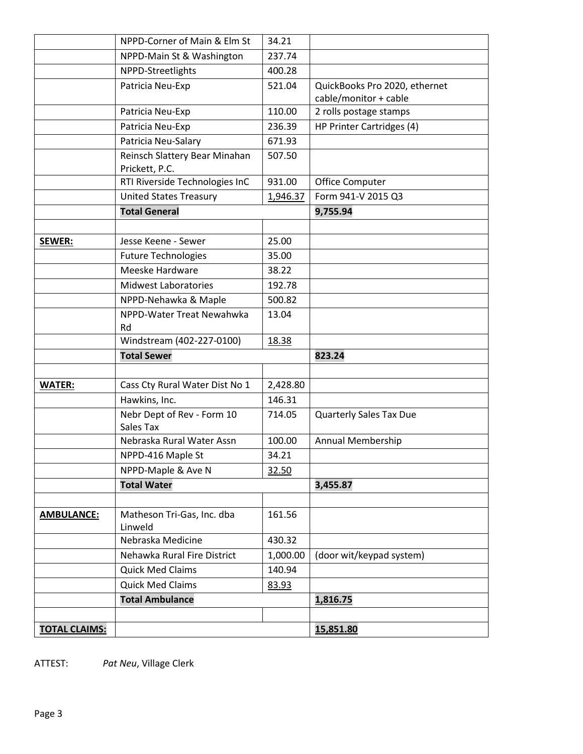| | | | |
|---|---|---|---|
| | NPPD-Corner of Main & Elm St | 34.21 | |
| | NPPD-Main St & Washington | 237.74 | |
| | NPPD-Streetlights | 400.28 | |
| | Patricia Neu-Exp | 521.04 | QuickBooks Pro 2020, ethernet cable/monitor + cable |
| | Patricia Neu-Exp | 110.00 | 2 rolls postage stamps |
| | Patricia Neu-Exp | 236.39 | HP Printer Cartridges (4) |
| | Patricia Neu-Salary | 671.93 | |
| | Reinsch Slattery Bear Minahan Prickett, P.C. | 507.50 | |
| | RTI Riverside Technologies InC | 931.00 | Office Computer |
| | United States Treasury | 1,946.37 | Form 941-V 2015 Q3 |
| | **Total General** | | **9,755.94** |
| | | | |
| **SEWER:** | Jesse Keene - Sewer | 25.00 | |
| | Future Technologies | 35.00 | |
| | Meeske Hardware | 38.22 | |
| | Midwest Laboratories | 192.78 | |
| | NPPD-Nehawka & Maple | 500.82 | |
| | NPPD-Water Treat Newahwka Rd | 13.04 | |
| | Windstream (402-227-0100) | 18.38 | |
| | **Total Sewer** | | **823.24** |
| | | | |
| **WATER:** | Cass Cty Rural Water Dist No 1 | 2,428.80 | |
| | Hawkins, Inc. | 146.31 | |
| | Nebr Dept of Rev - Form 10 Sales Tax | 714.05 | Quarterly Sales Tax Due |
| | Nebraska Rural Water Assn | 100.00 | Annual Membership |
| | NPPD-416 Maple St | 34.21 | |
| | NPPD-Maple & Ave N | 32.50 | |
| | **Total Water** | | **3,455.87** |
| | | | |
| **AMBULANCE:** | Matheson Tri-Gas, Inc. dba Linweld | 161.56 | |
| | Nebraska Medicine | 430.32 | |
| | Nehawka Rural Fire District | 1,000.00 | (door wit/keypad system) |
| | Quick Med Claims | 140.94 | |
| | Quick Med Claims | 83.93 | |
| | **Total Ambulance** | | **1,816.75** |
| | | | |
| **TOTAL CLAIMS:** | | | **15,851.80** |

ATTEST: *Pat Neu*, Village Clerk